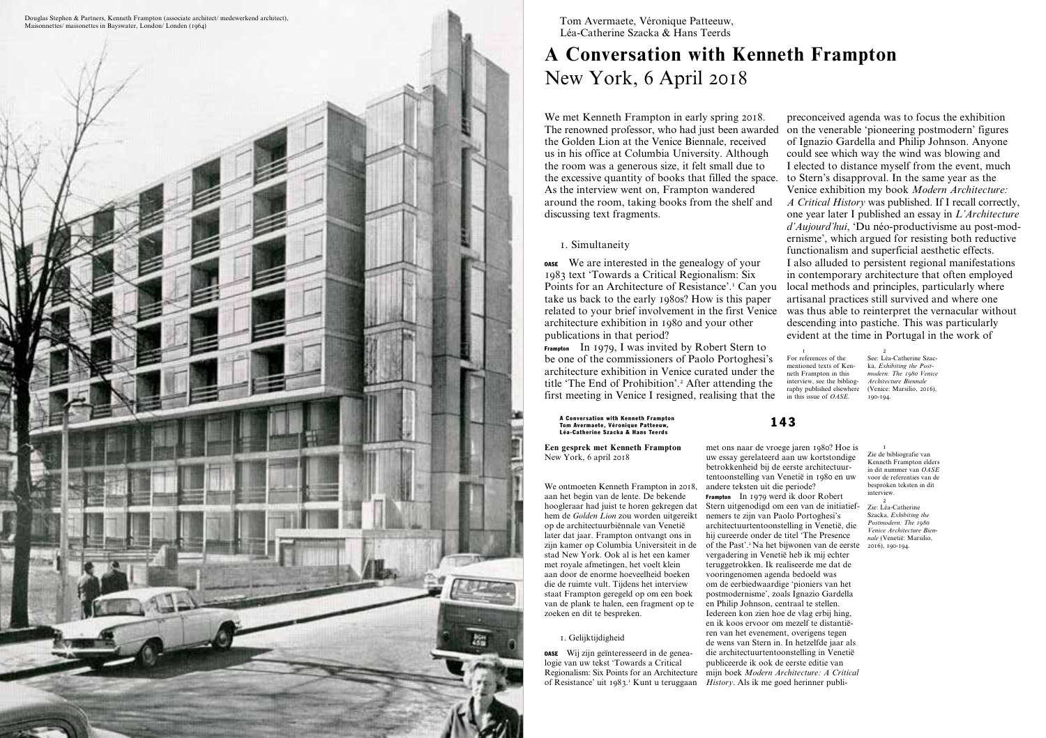Douglas Stephen & Partners, Kenneth Frampton (associate architect/ medewerkend architect), Maisonnettes/ maisonettes in Bayswater, London/ Londen (1964)

Tom Avermaete, Véronique Patteeuw, Léa-Catherine Szacka & Hans Teerds

# A Conversation with Kenneth Frampton

## New York, 6 April 2018

We met Kenneth Frampton in early spring 2018. The renowned professor, who had just been awarded the Golden Lion at the Venice Biennale, received us in his office at Columbia University. Although the room was a generous size, it felt small due to the excessive quantity of books that filled the space. As the interview went on, Frampton wandered around the room, taking books from the shelf and discussing text fragments.

### 1. Simultaneity

**OASE** We are interested in the genealogy of your 1983 text 'Towards a Critical Regionalism: Six Points for an Architecture of Resistance'.[1] Can you take us back to the early 1980s? How is this paper related to your brief involvement in the first Venice architecture exhibition in 1980 and your other publications in that period?

**Frampton** In 1979, I was invited by Robert Stern to be one of the commissioners of Paolo Portoghesi's architecture exhibition in Venice curated under the title 'The End of Prohibition'.[2] After attending the first meeting in Venice I resigned, realising that the preconceived agenda was to focus the exhibition on the venerable 'pioneering postmodern' figures of Ignazio Gardella and Philip Johnson. Anyone could see which way the wind was blowing and I elected to distance myself from the event, much to Stern's disapproval. In the same year as the Venice exhibition my book *Modern Architecture: A Critical History* was published. If I recall correctly, one year later I published an essay in *L'Architecture d'Aujourd'hui*, 'Du néo-productivisme au post-modernisme', which argued for resisting both reductive functionalism and superficial aesthetic effects. I also alluded to persistent regional manifestations in contemporary architecture that often employed local methods and principles, particularly where artisanal practices still survived and where one was thus able to reinterpret the vernacular without descending into pastiche. This was particularly evident at the time in Portugal in the work of

1 For references of the mentioned texts of Kenneth Frampton in this interview, see the bibliography published elsewhere in this issue of *OASE*.

2 See: Léa-Catherine Szacka, *Exhibiting the Postmodern: The 1980 Venice Architecture Biennale* (Venice: Marsilio, 2016), 190-194.

**Een gesprek met Kenneth Frampton**
New York, 6 april 2018

We ontmoeten Kenneth Frampton in 2018, aan het begin van de lente. De bekende hoogleraar had juist te horen gekregen dat hem de *Golden Lion* zou worden uitgereikt op de architectuurbiënnale van Venetië later dat jaar. Frampton ontvangt ons in zijn kamer op Columbia Universiteit in de stad New York. Ook al is het een kamer met royale afmetingen, het voelt klein aan door de enorme hoeveelheid boeken die de ruimte vult. Tijdens het interview staat Frampton geregeld op om een boek van de plank te halen, een fragment op te zoeken en dit te bespreken.

1. Gelijktijdigheid

**OASE** Wij zijn geïnteresseerd in de genealogie van uw tekst 'Towards a Critical Regionalism: Six Points for an Architecture of Resistance' uit 1983.[1] Kunt u teruggaan met ons naar de vroege jaren 1980? Hoe is uw essay gerelateerd aan uw kortstondige betrokkenheid bij de eerste architectuurtentoonstelling van Venetië in 1980 en uw andere teksten uit die periode?

**Frampton** In 1979 werd ik door Robert Stern uitgenodigd om een van de initiatiefnemers te zijn van Paolo Portoghesi's architectuurtentoonstelling in Venetië, die hij cureerde onder de titel 'The Presence of the Past'.[2] Na het bijwonen van de eerste vergadering in Venetië heb ik mij echter teruggetrokken. Ik realiseerde me dat de vooringenomen agenda bedoeld was om de eerbiedwaardige 'pioniers van het postmodernisme', zoals Ignazio Gardella en Philip Johnson, centraal te stellen. Iedereen kon zien hoe de vlag erbij hing, en ik koos ervoor om mezelf te distantiëren van het evenement, overigens tegen de wens van Stern in. In hetzelfde jaar als die architectuurtentoonstelling in Venetië publiceerde ik ook de eerste editie van mijn boek *Modern Architecture: A Critical History*. Als ik me goed herinner publi-

1 Zie de bibliografie van Kenneth Frampton elders in dit nummer van *OASE* voor de referenties van de besproken teksten in dit interview.

2 Zie: Léa-Catherine Szacka, *Exhibiting the Postmodern: The 1980 Venice Architecture Biennale* (Venetië: Marsilio, 2016), 190-194.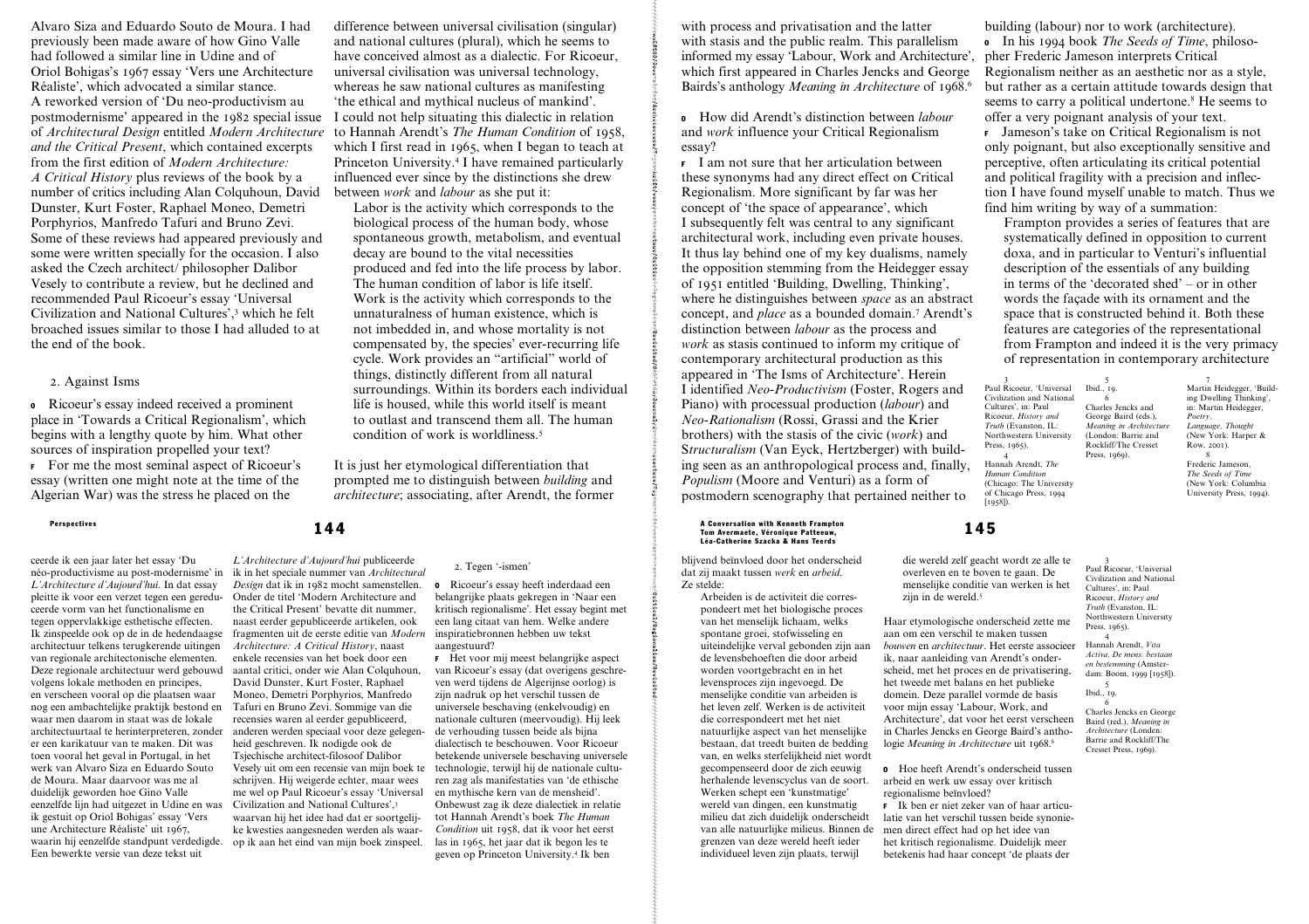Alvaro Siza and Eduardo Souto de Moura. I had previously been made aware of how Gino Valle had followed a similar line in Udine and of Oriol Bohigas's 1967 essay 'Vers une Architecture Réaliste', which advocated a similar stance. A reworked version of 'Du neo-productivism au postmodernisme' appeared in the 1982 special issue of *Architectural Design* entitled *Modern Architecture and the Critical Present*, which contained excerpts from the first edition of *Modern Architecture: A Critical History* plus reviews of the book by a number of critics including Alan Colquhoun, David Dunster, Kurt Foster, Raphael Moneo, Demetri Porphyrios, Manfredo Tafuri and Bruno Zevi. Some of these reviews had appeared previously and some were written specially for the occasion. I also asked the Czech architect/ philosopher Dalibor Vesely to contribute a review, but he declined and recommended Paul Ricoeur's essay 'Universal Civilization and National Cultures',[3] which he felt broached issues similar to those I had alluded to at the end of the book.

## 2. Against Isms

**o** Ricoeur's essay indeed received a prominent place in 'Towards a Critical Regionalism', which begins with a lengthy quote by him. What other sources of inspiration propelled your text?

**F** For me the most seminal aspect of Ricoeur's essay (written one might note at the time of the Algerian War) was the stress he placed on the difference between universal civilisation (singular) and national cultures (plural), which he seems to have conceived almost as a dialectic. For Ricoeur, universal civilisation was universal technology, whereas he saw national cultures as manifesting 'the ethical and mythical nucleus of mankind'. I could not help situating this dialectic in relation to Hannah Arendt's *The Human Condition* of 1958, which I first read in 1965, when I began to teach at Princeton University.[4] I have remained particularly influenced ever since by the distinctions she drew between *work* and *labour* as she put it:

> Labor is the activity which corresponds to the biological process of the human body, whose spontaneous growth, metabolism, and eventual decay are bound to the vital necessities produced and fed into the life process by labor. The human condition of labor is life itself. Work is the activity which corresponds to the unnaturalness of human existence, which is not imbedded in, and whose mortality is not compensated by, the species' ever-recurring life cycle. Work provides an "artificial" world of things, distinctly different from all natural surroundings. Within its borders each individual life is housed, while this world itself is meant to outlast and transcend them all. The human condition of work is worldliness.[5]

It is just her etymological differentiation that prompted me to distinguish between *building* and *architecture*; associating, after Arendt, the former with process and privatisation and the latter with stasis and the public realm. This parallelism informed my essay 'Labour, Work and Architecture', which first appeared in Charles Jencks and George Bairds's anthology *Meaning in Architecture* of 1968.[6]

**o** How did Arendt's distinction between *labour* and *work* influence your Critical Regionalism essay?

**F** I am not sure that her articulation between these synonyms had any direct effect on Critical Regionalism. More significant by far was her concept of 'the space of appearance', which I subsequently felt was central to any significant architectural work, including even private houses. It thus lay behind one of my key dualisms, namely the opposition stemming from the Heidegger essay of 1951 entitled 'Building, Dwelling, Thinking', where he distinguishes between *space* as an abstract concept, and *place* as a bounded domain.[7] Arendt's distinction between *labour* as the process and *work* as stasis continued to inform my critique of contemporary architectural production as this appeared in 'The Isms of Architecture'. Herein I identified *Neo-Productivism* (Foster, Rogers and Piano) with processual production (*labour*) and *Neo-Rationalism* (Rossi, Grassi and the Krier brothers) with the stasis of the civic (*work*) and S*tructuralism* (Van Eyck, Hertzberger) with building seen as an anthropological process and, finally, *Populism* (Moore and Venturi) as a form of postmodern scenography that pertained neither to building (labour) nor to work (architecture).

**o** In his 1994 book *The Seeds of Time*, philosopher Frederic Jameson interprets Critical Regionalism neither as an aesthetic nor as a style, but rather as a certain attitude towards design that seems to carry a political undertone.[8] He seems to offer a very poignant analysis of your text.

**F** Jameson's take on Critical Regionalism is not only poignant, but also exceptionally sensitive and perceptive, often articulating its critical potential and political fragility with a precision and inflection I have found myself unable to match. Thus we find him writing by way of a summation:

> Frampton provides a series of features that are systematically defined in opposition to current doxa, and in particular to Venturi's influential description of the essentials of any building in terms of the 'decorated shed' – or in other words the façade with its ornament and the space that is constructed behind it. Both these features are categories of the representational from Frampton and indeed it is the very primacy of representation in contemporary architecture

3 Paul Ricoeur, 'Universal Civilization and National Cultures', in: Paul Ricoeur, *History and Truth* (Evanston, IL: Northwestern University Press, 1965).

4 Hannah Arendt, *The Human Condition* (Chicago: The University of Chicago Press, 1994 [1958]).

5 Ibid., 19.

6 Charles Jencks and George Baird (eds.), *Meaning in Architecture* (London: Barrie and Rockliff/The Cresset Press, 1969).

7 Martin Heidegger, 'Building Dwelling Thinking', in: Martin Heidegger, *Poetry, Language, Thought* (New York: Harper & Row, 2001).

8 Frederic Jameson, *The Seeds of Time* (New York: Columbia University Press, 1994).

---

ceerde ik een jaar later het essay 'Du néo-productivisme au post-moderisme' in *L'Architecture d'Aujourd'hui*. In dat essay pleitte ik voor een verzet tegen een gereduceerde vorm van het functionalisme en tegen oppervlakkige esthetische effecten. Ik zinspeelde ook op de in de hedendaagse architectuur telkens terugkerende uitingen van regionale architectonische elementen. Deze regionale architectuur werd gebouwd volgens lokale methoden en principes, en verscheen vooral op die plaatsen waar nog een ambachtelijke praktijk bestond en waar men daarom in staat was de lokale architectuurtaal te herinterpreteren, zonder er een karikatuur van te maken. Dit was toen vooral het geval in Portugal, in het werk van Alvaro Siza en Eduardo Souto de Moura. Maar daarvoor was me al duidelijk geworden hoe Gino Valle eenzelfde lijn had uitgezet in Udine en was ik gestuit op Oriol Bohigas' essay 'Vers une Architecture Réaliste' uit 1967, waarin hij eenzelfde standpunt verdedigde. Een bewerkte versie van deze tekst uit *L'Architecture d'Aujourd'hui* publiceerde ik in het speciale nummer van *Architectural Design* dat ik in 1982 mocht samenstellen. Onder de titel 'Modern Architecture and the Critical Present' bevatte dit nummer, naast eerder gepubliceerde artikelen, ook fragmenten uit de eerste editie van *Modern Architecture: A Critical History*, naast enkele recensies van het boek door een aantal critici, onder wie Alan Colquhoun, David Dunster, Kurt Foster, Raphael Moneo, Demetri Porphyrios, Manfredo Tafuri en Bruno Zevi. Sommige van die recensies waren al eerder gepubliceerd, anderen werden speciaal voor deze gelegenheid geschreven. Ik nodigde ook de Tsjechische architect-filosoof Dalibor Vesely uit om een recensie van mijn boek te schrijven. Hij weigerde echter, maar wees me wel op Paul Ricoeur's essay 'Universal Civilization and National Cultures',[3] waarvan hij het idee had dat er soortgelijke kwesties aangesneden werden als waarop ik aan het eind van mijn boek zinspeel.

## 2. Tegen '-ismen'

**o** Ricoeur's essay heeft inderdaad een belangrijke plaats gekregen in 'Naar een kritisch regionalisme'. Het essay begint met een lang citaat van hem. Welke andere inspiratiebronnen hebben uw tekst aangestuurd?

**F** Het voor mij meest belangrijke aspect van Ricoeur's essay (dat overigens geschreven werd tijdens de Algerijnse oorlog) is zijn nadruk op het verschil tussen de universele beschaving (enkelvoudig) en nationale culturen (meervoudig). Hij leek de verhouding tussen beide als bijna dialectisch te beschouwen. Voor Ricoeur betekende universele beschaving universele technologie, terwijl hij de nationale culturen zag als manifestaties van 'de ethische en mythische kern van de mensheid'. Onbewust zag ik deze dialectiek in relatie tot Hannah Arendt's boek *The Human Condition* uit 1958, dat ik voor het eerst las in 1965, het jaar dat ik begon les te geven op Princeton University.[4] Ik ben blijvend beïnvloed door het onderscheid dat zij maakt tussen *werk* en *arbeid*. Ze stelde:

> Arbeiden is de activiteit die correspondeert met het biologische proces van het menselijk lichaam, welks spontane groei, stofwisseling en uiteindelijke verval gebonden zijn aan de levensbehoeften die door arbeid worden voortgebracht en in het levensproces zijn ingevoegd. De menselijke conditie van arbeiden is het leven zelf. Werken is de activiteit die correspondeert met het niet natuurlijke aspect van het menselijke bestaan, dat treedt buiten de bedding van, en welks sterfelijkheid niet wordt gecompenseerd door de zich eeuwig herhalende levenscyclus van de soort. Werken schept een 'kunstmatige' wereld van dingen, een kunstmatig milieu dat zich duidelijk onderscheidt van alle natuurlijke milieus. Binnen de grenzen van deze wereld heeft ieder individueel leven zijn plaats, terwijl die wereld zelf geacht wordt ze alle te overleven en te boven te gaan. De menselijke conditie van werken is het zijn in de wereld.[5]

Haar etymologische onderscheid zette me aan om een verschil te maken tussen *bouwen* en *architectuur*. Het eerste associeer ik, naar aanleiding van Arendt's onderscheid, met het proces en de privatisering, het tweede met balans en het publieke domein. Deze parallel vormde de basis voor mijn essay 'Labour, Work, and Architecture', dat voor het eerst verscheen in Charles Jencks en George Baird's anthologie *Meaning in Architecture* uit 1968.[6]

**o** Hoe heeft Arendt's onderscheid tussen arbeid en werk uw essay over kritisch regionalisme beïnvloed?

**F** Ik ben er niet zeker van of haar articulatie van het verschil tussen beide synoniemen direct effect had op het idee van het kritisch regionalisme. Duidelijk meer betekenis had haar concept 'de plaats der

3 Paul Ricoeur, 'Universal Civilization and National Cultures', in: Paul Ricoeur, *History and Truth* (Evanston, IL: Northwestern University Press, 1965).

4 Hannah Arendt, *Vita Activa, De mens: bestaan en bestemming* (Amsterdam: Boom, 1999 [1958]).

5 Ibid., 19.

6 Charles Jencks en George Baird (red.), *Meaning in Architecture* (Londen: Barrie and Rockliff/The Cresset Press, 1969).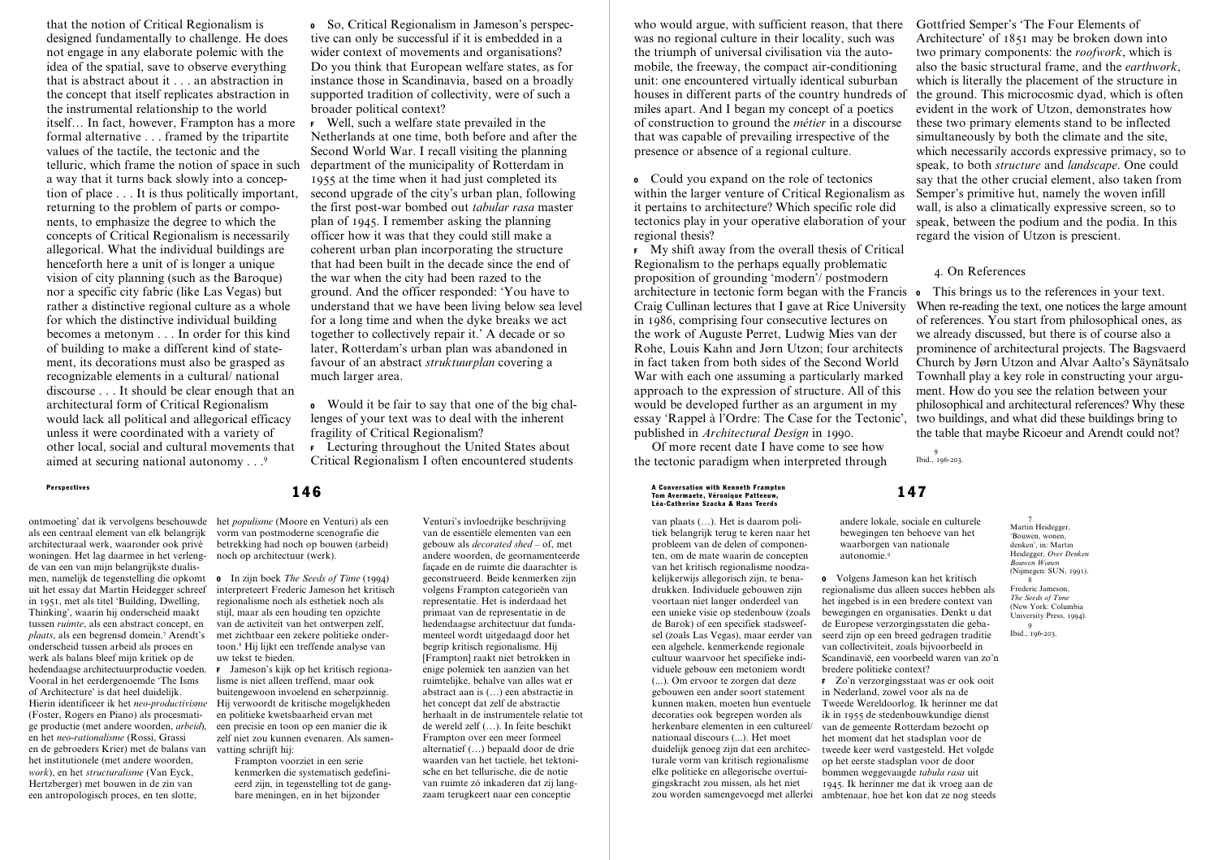that the notion of Critical Regionalism is designed fundamentally to challenge. He does not engage in any elaborate polemic with the idea of the spatial, save to observe everything that is abstract about it . . . an abstraction in the concept that itself replicates abstraction in the instrumental relationship to the world itself… In fact, however, Frampton has a more formal alternative . . . framed by the tripartite values of the tactile, the tectonic and the telluric, which frame the notion of space in such a way that it turns back slowly into a conception of place . . . It is thus politically important, returning to the problem of parts or components, to emphasize the degree to which the concepts of Critical Regionalism is necessarily allegorical. What the individual buildings are henceforth here a unit of is longer a unique vision of city planning (such as the Baroque) nor a specific city fabric (like Las Vegas) but rather a distinctive regional culture as a whole for which the distinctive individual building becomes a metonym . . . In order for this kind of building to make a different kind of statement, its decorations must also be grasped as recognizable elements in a cultural/ national discourse . . . It should be clear enough that an architectural form of Critical Regionalism would lack all political and allegorical efficacy unless it were coordinated with a variety of other local, social and cultural movements that aimed at securing national autonomy . . .[9]

**o** So, Critical Regionalism in Jameson's perspective can only be successful if it is embedded in a wider context of movements and organisations? Do you think that European welfare states, as for instance those in Scandinavia, based on a broadly supported tradition of collectivity, were of such a broader political context?

**F** Well, such a welfare state prevailed in the Netherlands at one time, both before and after the Second World War. I recall visiting the planning department of the municipality of Rotterdam in 1955 at the time when it had just completed its second upgrade of the city's urban plan, following the first post-war bombed out *tabular rasa* master plan of 1945. I remember asking the planning officer how it was that they could still make a coherent urban plan incorporating the structure that had been built in the decade since the end of the war when the city had been razed to the ground. And the officer responded: 'You have to understand that we have been living below sea level for a long time and when the dyke breaks we act together to collectively repair it.' A decade or so later, Rotterdam's urban plan was abandoned in favour of an abstract *struktuurplan* covering a much larger area.

**o** Would it be fair to say that one of the big challenges of your text was to deal with the inherent fragility of Critical Regionalism?

**F** Lecturing throughout the United States about Critical Regionalism I often encountered students who would argue, with sufficient reason, that there was no regional culture in their locality, such was the triumph of universal civilisation via the automobile, the freeway, the compact air-conditioning unit: one encountered virtually identical suburban houses in different parts of the country hundreds of miles apart. And I began my concept of a poetics of construction to ground the *métier* in a discourse that was capable of prevailing irrespective of the presence or absence of a regional culture.

**o** Could you expand on the role of tectonics within the larger venture of Critical Regionalism as it pertains to architecture? Which specific role did tectonics play in your operative elaboration of your regional thesis?

**F** My shift away from the overall thesis of Critical Regionalism to the perhaps equally problematic proposition of grounding 'modern'/ postmodern architecture in tectonic form began with the Francis Craig Cullinan lectures that I gave at Rice University in 1986, comprising four consecutive lectures on the work of Auguste Perret, Ludwig Mies van der Rohe, Louis Kahn and Jørn Utzon; four architects in fact taken from both sides of the Second World War with each one assuming a particularly marked approach to the expression of structure. All of this would be developed further as an argument in my essay 'Rappel à l'Ordre: The Case for the Tectonic', published in *Architectural Design* in 1990.

Of more recent date I have come to see how the tectonic paradigm when interpreted through Gottfried Semper's 'The Four Elements of Architecture' of 1851 may be broken down into two primary components: the *roofwork*, which is also the basic structural frame, and the *earthwork*, which is literally the placement of the structure in the ground. This microcosmic dyad, which is often evident in the work of Utzon, demonstrates how these two primary elements stand to be inflected simultaneously by both the climate and the site, which necessarily accords expressive primacy, so to speak, to both *structure* and *landscape*. One could say that the other crucial element, also taken from Semper's primitive hut, namely the woven infill wall, is also a climatically expressive screen, so to speak, between the podium and the podia. In this regard the vision of Utzon is prescient.

## 4. On References

**o** This brings us to the references in your text. When re-reading the text, one notices the large amount of references. You start from philosophical ones, as we already discussed, but there is of course also a prominence of architectural projects. The Bagsvaerd Church by Jørn Utzon and Alvar Aalto's Säynätsalo Townhall play a key role in constructing your argument. How do you see the relation between your philosophical and architectural references? Why these two buildings, and what did these buildings bring to the table that maybe Ricoeur and Arendt could not?

9 Ibid., 196-203.

ontmoeting' dat ik vervolgens beschouwde als een centraal element van elk belangrijk architecturaal werk, waaronder ook privé woningen. Het lag daarmee in het verlengde van een van mijn belangrijkste dualismen, namelijk de tegenstelling die opkomt uit het essay dat Martin Heidegger schreef in 1951, met als titel 'Building, Dwelling, Thinking', waarin hij onderscheid maakt tussen *ruimte*, als een abstract concept, en *plaats*, als een begrensd domein.[7] Arendt's onderscheid tussen arbeid als proces en werk als balans bleef mijn kritiek op de hedendaagse architectuurproductie voeden. Vooral in het eerdergenoemde 'The Isms of Architecture' is dat heel duidelijk. Hierin identificeer ik het *neo-productivisme* (Foster, Rogers en Piano) als procesmatige productie (met andere woorden, *arbeid*), en het *neo-rationalisme* (Rossi, Grassi en de gebroeders Krier) met de balans van het institutionele (met andere woorden, *work*), en het *structuralisme* (Van Eyck, Hertzberger) met bouwen in de zin van een antropologisch proces, en ten slotte, het *populisme* (Moore en Venturi) als een vorm van postmoderne scenografie die betrekking had noch op bouwen (arbeid) noch op architectuur (werk).

**o** In zijn boek *The Seeds of Time* (1994) interpreteert Frederic Jameson het kritisch regionalisme noch als esthetiek noch als stijl, maar als een houding ten opzichte van de activiteit van het ontwerpen zelf, met zichtbaar een zekere politieke ondertoon.[8] Hij lijkt een treffende analyse van uw tekst te bieden.

**F** Jameson's kijk op het kritisch regionalisme is niet alleen treffend, maar ook buitengewoon invoelend en scherpzinnig. Hij verwoordt de kritische mogelijkheden en politieke kwetsbaarheid ervan met een precisie en toon op een manier die ik zelf niet zou kunnen evenaren. Als samenvatting schrijft hij:

> Frampton voorziet in een serie kenmerken die systematisch gedefinieerd zijn, in tegenstelling tot de gangbare meningen, en in het bijzonder Venturi's invloedrijke beschrijving van de essentiële elementen van een gebouw als *decorated shed* – of, met andere woorden, de geornamenteerde façade en de ruimte die daarachter is geconstrueerd. Beide kenmerken zijn volgens Frampton categorieën van representatie. Het is inderdaad het primaat van de representatie in de hedendaagse architectuur dat fundamenteel wordt uitgedaagd door het begrip kritisch regionalisme. Hij [Frampton] raakt niet betrokken in enige polemiek ten aanzien van het ruimtelijke, behalve van alles wat er abstract aan is (…) een abstractie in het concept dat zelf de abstractie herhaalt in de instrumentele relatie tot de wereld zelf (…). In feite beschikt Frampton over een meer formeel alternatief (…) bepaald door de drie waarden van het tactiele, het tektonische en het tellurische, die de notie van ruimte zó inkaderen dat zij langzaam terugkeert naar een conceptie van plaats (…). Het is daarom politiek belangrijk terug te keren naar het probleem van de delen of componenten, om de mate waarin de concepten van het kritisch regionalisme noodzakelijkerwijs allegorisch zijn, te benadrukken. Individuele gebouwen zijn voortaan niet langer onderdeel van een unieke visie op stedenbouw (zoals de Barok) of een specifiek stadsweefsel (zoals Las Vegas), maar eerder van een algehele, kenmerkende regionale cultuur waarvoor het specifieke individuele gebouw een metoniem wordt (…). Om ervoor te zorgen dat deze gebouwen een ander soort statement kunnen maken, moeten hun eventuele decoraties ook begrepen worden als herkenbare elementen in een cultureel/ nationaal discours (…). Het moet duidelijk genoeg zijn dat een architecturale vorm van kritisch regionalisme elke politieke en allegorische overtuigingskracht zou missen, als het niet zou worden samengevoegd met allerlei andere lokale, sociale en culturele bewegingen ten behoeve van het waarborgen van nationale autonomie.[9]

**o** Volgens Jameson kan het kritisch regionalisme dus alleen succes hebben als het ingebed is in een bredere context van bewegingen en organisaties. Denkt u dat de Europese verzorgingsstaten die gebaseerd zijn op een breed gedragen traditie van collectiviteit, zoals bijvoorbeeld in Scandinavië, een voorbeeld waren van zo'n bredere politieke context?

**F** Zo'n verzorgingsstaat was er ook ooit in Nederland, zowel voor als na de Tweede Wereldoorlog. Ik herinner me dat ik in 1955 de stedenbouwkundige dienst van de gemeente Rotterdam bezocht op het moment dat het stadsplan voor de tweede keer werd vastgesteld. Het volgde op het eerste stadsplan voor de door bommen weggevaagde *tabula rasa* uit 1945. Ik herinner me dat ik vroeg aan de ambtenaar, hoe het kon dat ze nog steeds

7 Martin Heidegger, 'Bouwen, wonen, denken', in: Martin Heidegger, *Over Denken Bouwen Wonen* (Nijmegen: SUN, 1991).

8 Frederic Jameson, *The Seeds of Time* (New York: Columbia University Press, 1994).

9 Ibid., 196-203.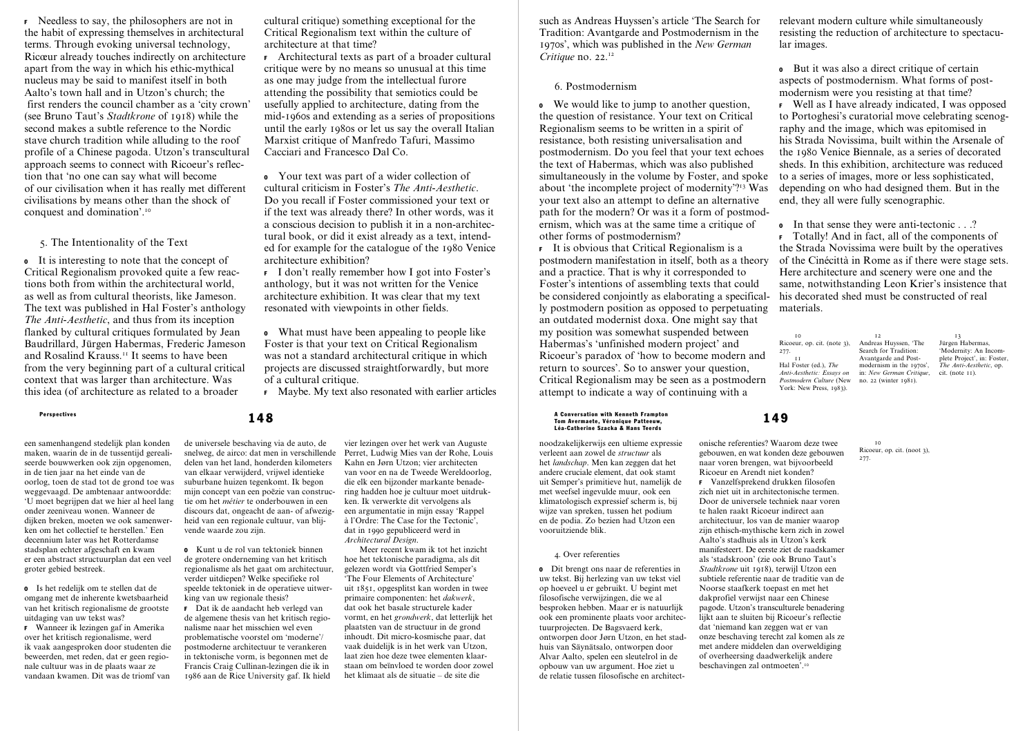F Needless to say, the philosophers are not in the habit of expressing themselves in architectural terms. Through evoking universal technology, Ricœur already touches indirectly on architecture apart from the way in which his ethic-mythical nucleus may be said to manifest itself in both Aalto's town hall and in Utzon's church; the first renders the council chamber as a 'city crown' (see Bruno Taut's *Stadtkrone* of 1918) while the second makes a subtle reference to the Nordic stave church tradition while alluding to the roof profile of a Chinese pagoda. Utzon's transcultural approach seems to connect with Ricoeur's reflection that 'no one can say what will become of our civilisation when it has really met different civilisations by means other than the shock of conquest and domination'.[10]

### 5. The Intentionality of the Text

O It is interesting to note that the concept of Critical Regionalism provoked quite a few reactions both from within the architectural world, as well as from cultural theorists, like Jameson. The text was published in Hal Foster's anthology *The Anti-Aesthetic*, and thus from its inception flanked by cultural critiques formulated by Jean Baudrillard, Jürgen Habermas, Frederic Jameson and Rosalind Krauss.[11] It seems to have been from the very beginning part of a cultural critical context that was larger than architecture. Was this idea (of architecture as related to a broader cultural critique) something exceptional for the Critical Regionalism text within the culture of architecture at that time?

F Architectural texts as part of a broader cultural critique were by no means so unusual at this time as one may judge from the intellectual furore attending the possibility that semiotics could be usefully applied to architecture, dating from the mid-1960s and extending as a series of propositions until the early 1980s or let us say the overall Italian Marxist critique of Manfredo Tafuri, Massimo Cacciari and Francesco Dal Co.

O Your text was part of a wider collection of cultural criticism in Foster's *The Anti-Aesthetic*. Do you recall if Foster commissioned your text or if the text was already there? In other words, was it a conscious decision to publish it in a non-architectural book, or did it exist already as a text, intended for example for the catalogue of the 1980 Venice architecture exhibition?

F I don't really remember how I got into Foster's anthology, but it was not written for the Venice architecture exhibition. It was clear that my text resonated with viewpoints in other fields.

O What must have been appealing to people like Foster is that your text on Critical Regionalism was not a standard architectural critique in which projects are discussed straightforwardly, but more of a cultural critique.

F Maybe. My text also resonated with earlier articles such as Andreas Huyssen's article 'The Search for Tradition: Avantgarde and Postmodernism in the 1970s', which was published in the *New German Critique* no. 22.[12]

### 6. Postmodernism

O We would like to jump to another question, the question of resistance. Your text on Critical Regionalism seems to be written in a spirit of resistance, both resisting universalisation and postmodernism. Do you feel that your text echoes the text of Habermas, which was also published simultaneously in the volume by Foster, and spoke about 'the incomplete project of modernity'?[13] Was your text also an attempt to define an alternative path for the modern? Or was it a form of postmodernism, which was at the same time a critique of other forms of postmodernism?

F It is obvious that Critical Regionalism is a postmodern manifestation in itself, both as a theory and a practice. That is why it corresponded to Foster's intentions of assembling texts that could be considered conjointly as elaborating a specifically postmodern position as opposed to perpetuating an outdated modernist doxa. One might say that my position was somewhat suspended between Habermas's 'unfinished modern project' and Ricoeur's paradox of 'how to become modern and return to sources'. So to answer your question, Critical Regionalism may be seen as a postmodern attempt to indicate a way of continuing with a relevant modern culture while simultaneously resisting the reduction of architecture to spectacular images.

O But it was also a direct critique of certain aspects of postmodernism. What forms of postmodernism were you resisting at that time?

F Well as I have already indicated, I was opposed to Portoghesi's curatorial move celebrating scenography and the image, which was epitomised in his Strada Novissima, built within the Arsenale of the 1980 Venice Biennale, as a series of decorated sheds. In this exhibition, architecture was reduced to a series of images, more or less sophisticated, depending on who had designed them. But in the end, they all were fully scenographic.

O In that sense they were anti-tectonic . . .?

F Totally! And in fact, all of the components of the Strada Novissima were built by the operatives of the Cinécittà in Rome as if there were stage sets. Here architecture and scenery were one and the same, notwithstanding Leon Krier's insistence that his decorated shed must be constructed of real materials.

10 Ricoeur, op. cit. (note 3), 277.

11 Hal Foster (ed.), *The Anti-Aesthetic: Essays on Postmodern Culture* (New York: New Press, 1983).

12 Andreas Huyssen, 'The Search for Tradition: Avantgarde and Postmodernism in the 1970s', in: *New German Critique*, no. 22 (winter 1981).

13 Jürgen Habermas, 'Modernity: An Incomplete Project', in: Foster, *The Anti-Aesthetic*, op. cit. (note 11).

---

een samenhangend stedelijk plan konden maken, waarin de in de tussentijd gerealiseerde bouwwerken ook zijn opgenomen, in de tien jaar na het einde van de oorlog, toen de stad tot de grond toe was weggevaagd. De ambtenaar antwoordde: 'U moet begrijpen dat we hier al heel lang onder zeeniveau wonen. Wanneer de dijken breken, moeten we ook samenwerken om het collectief te herstellen.' Een decennium later was het Rotterdamse stadsplan echter afgeschaft en kwam er een abstract structuurplan dat een veel groter gebied bestreek.

O Is het redelijk om te stellen dat de omgang met de inherente kwetsbaarheid van het kritisch regionalisme de grootste uitdaging van uw tekst was?

F Wanneer ik lezingen gaf in Amerika over het kritisch regionalisme, werd ik vaak aangesproken door studenten die beweerden, met reden, dat er geen regionale cultuur was in de plaats waar ze vandaan kwamen. Dit was de triomf van de universele beschaving via de auto, de snelweg, de airco: dat men in verschillende delen van het land, honderden kilometers van elkaar verwijderd, vrijwel identieke suburbane huizen tegenkomt. Ik begon mijn concept van een poëzie van constructie om het *métier* te onderbouwen in een discours dat, ongeacht de aan- of afwezigheid van een regionale cultuur, van blijvende waarde zou zijn.

O Kunt u de rol van tektoniek binnen de grotere onderneming van het kritisch regionalisme als het gaat om architectuur, verder uitdiepen? Welke specifieke rol speelde tektoniek in de operatieve uitwerking van uw regionale thesis?

F Dat ik de aandacht heb verlegd van de algemene thesis van het kritisch regionalisme naar het misschien wel even problematische voorstel om 'moderne'/postmoderne architectuur te verankeren in tektonische vorm, is begonnen met de Francis Craig Cullinan-lezingen die ik in 1986 aan de Rice University gaf. Ik hield vier lezingen over het werk van Auguste Perret, Ludwig Mies van der Rohe, Louis Kahn en Jørn Utzon; vier architecten van voor en na de Tweede Wereldoorlog, die elk een bijzonder markante benadering hadden hoe je cultuur moet uitdrukken. Ik verwerkte dit vervolgens als een argumentatie in mijn essay 'Rappel à l'Ordre: The Case for the Tectonic', dat in 1990 gepubliceerd werd in *Architectural Design*.

Meer recent kwam ik tot het inzicht hoe het tektonische paradigma, als dit gelezen wordt via Gottfried Semper's 'The Four Elements of Architecture' uit 1851, opgesplitst kan worden in twee primaire componenten: het *dakwerk*, dat ook het basale structurele kader vormt, en het *grondwerk*, dat letterlijk het plaatsten van de structuur in de grond inhoudt. Dit micro-kosmische paar, dat vaak duidelijk is in het werk van Utzon, laat zien hoe deze twee elementen klaarstaan om beïnvloed te worden door zowel het klimaat als de situatie – de site die noodzakelijkerwijs een ultieme expressie verleent aan zowel de *structuur* als het *landschap*. Men kan zeggen dat het andere cruciale element, dat ook stamt uit Semper's primitieve hut, namelijk de met weefsel ingevulde muur, ook een klimatologisch expressief scherm is, bij wijze van spreken, tussen het podium en de podia. Zo gezien had Utzon een vooruitziende blik.

### 4. Over referenties

O Dit brengt ons naar de referenties in uw tekst. Bij herlezing van uw tekst viel op hoeveel u er gebruikt. U begint met filosofische verwijzingen, die we al besproken hebben. Maar er is natuurlijk ook een prominente plaats voor architectuurprojecten. De Bagsvaerd kerk, ontworpen door Jørn Utzon, en het stadhuis van Säynätsalo, ontworpen door Alvar Aalto, spelen een sleutelrol in de opbouw van uw argument. Hoe ziet u de relatie tussen filosofische en architectonische referenties? Waarom deze twee gebouwen, en wat konden deze gebouwen naar voren brengen, wat bijvoorbeeld Ricoeur en Arendt niet konden?

F Vanzelfsprekend drukken filosofen zich niet uit in architectonische termen. Door de universele techniek naar voren te halen raakt Ricoeur indirect aan architectuur, los van de manier waarop zijn ethisch-mythische kern zich in zowel Aalto's stadhuis als in Utzon's kerk manifesteert. De eerste ziet de raadskamer als 'stadskroon' (zie ook Bruno Taut's *Stadtkrone* uit 1918), terwijl Utzon een subtiele referentie naar de traditie van de Noorse staafkerk toepast en met het dakprofiel verwijst naar een Chinese pagode. Utzon's transculturele benadering lijkt aan te sluiten bij Ricoeur's reflectie dat 'niemand kan zeggen wat er van onze beschaving terecht zal komen als ze met andere middelen dan overweldiging of overheersing daadwerkelijk andere beschavingen zal ontmoeten'.[10]

10 Ricoeur, op. cit. (noot 3), 277.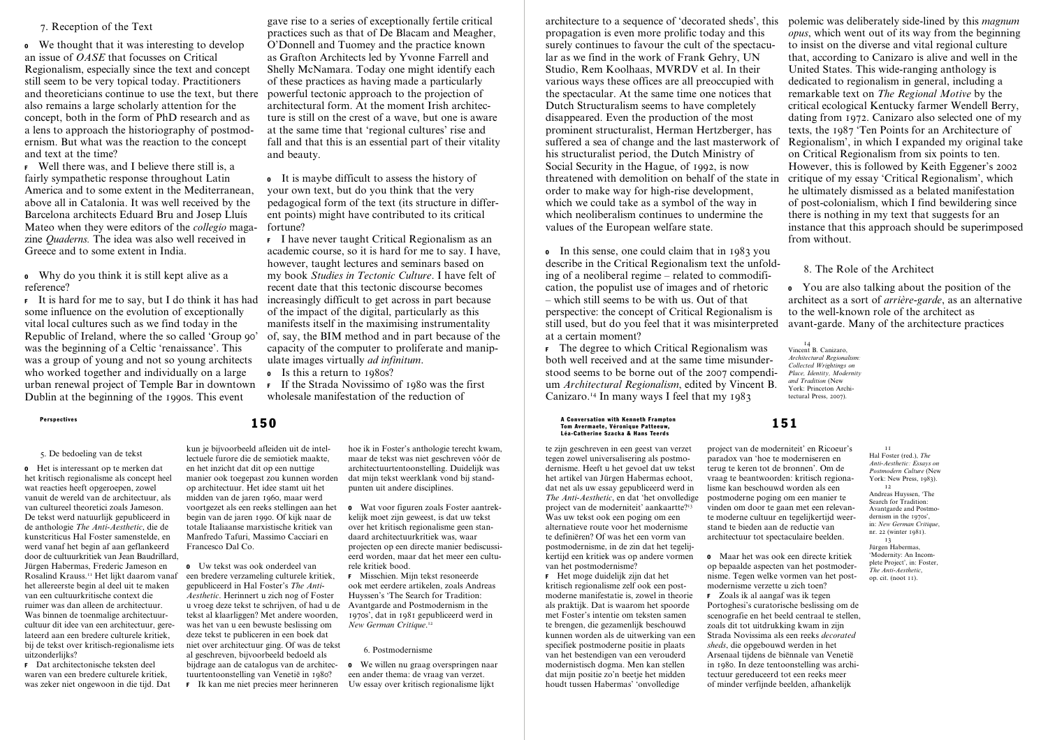## 7. Reception of the Text

**O** We thought that it was interesting to develop an issue of *OASE* that focusses on Critical Regionalism, especially since the text and concept still seem to be very topical today. Practitioners and theoreticians continue to use the text, but there also remains a large scholarly attention for the concept, both in the form of PhD research and as a lens to approach the historiography of postmodernism. But what was the reaction to the concept and text at the time?

**F** Well there was, and I believe there still is, a fairly sympathetic response throughout Latin America and to some extent in the Mediterranean, above all in Catalonia. It was well received by the Barcelona architects Eduard Bru and Josep Lluís Mateo when they were editors of the *collegio* magazine *Quaderns.* The idea was also well received in Greece and to some extent in India.

**O** Why do you think it is still kept alive as a reference?

**F** It is hard for me to say, but I do think it has had some influence on the evolution of exceptionally vital local cultures such as we find today in the Republic of Ireland, where the so called 'Group 90' was the beginning of a Celtic 'renaissance'. This was a group of young and not so young architects who worked together and individually on a large urban renewal project of Temple Bar in downtown Dublin at the beginning of the 1990s. This event gave rise to a series of exceptionally fertile critical practices such as that of De Blacam and Meagher, O'Donnell and Tuomey and the practice known as Grafton Architects led by Yvonne Farrell and Shelly McNamara. Today one might identify each of these practices as having made a particularly powerful tectonic approach to the projection of architectural form. At the moment Irish architecture is still on the crest of a wave, but one is aware at the same time that 'regional cultures' rise and fall and that this is an essential part of their vitality and beauty.

**O** It is maybe difficult to assess the history of your own text, but do you think that the very pedagogical form of the text (its structure in different points) might have contributed to its critical fortune?

**F** I have never taught Critical Regionalism as an academic course, so it is hard for me to say. I have, however, taught lectures and seminars based on my book *Studies in Tectonic Culture*. I have felt of recent date that this tectonic discourse becomes increasingly difficult to get across in part because of the impact of the digital, particularly as this manifests itself in the maximising instrumentality of, say, the BIM method and in part because of the capacity of the computer to proliferate and manipulate images virtually *ad infinitum*.

**O** Is this a return to 1980s?

**F** If the Strada Novissimo of 1980 was the first wholesale manifestation of the reduction of architecture to a sequence of 'decorated sheds', this propagation is even more prolific today and this surely continues to favour the cult of the spectacular as we find in the work of Frank Gehry, UN Studio, Rem Koolhaas, MVRDV et al. In their various ways these offices are all preoccupied with the spectacular. At the same time one notices that Dutch Structuralism seems to have completely disappeared. Even the production of the most prominent structuralist, Herman Hertzberger, has suffered a sea of change and the last masterwork of his structuralist period, the Dutch Ministry of Social Security in the Hague, of 1992, is now threatened with demolition on behalf of the state in order to make way for high-rise development, which we could take as a symbol of the way in which neoliberalism continues to undermine the values of the European welfare state.

**O** In this sense, one could claim that in 1983 you describe in the Critical Regionalism text the unfolding of a neoliberal regime – related to commodification, the populist use of images and of rhetoric – which still seems to be with us. Out of that perspective: the concept of Critical Regionalism is still used, but do you feel that it was misinterpreted at a certain moment?

**F** The degree to which Critical Regionalism was both well received and at the same time misunderstood seems to be borne out of the 2007 compendium *Architectural Regionalism*, edited by Vincent B. Canizaro.[14] In many ways I feel that my 1983 polemic was deliberately side-lined by this *magnum opus*, which went out of its way from the beginning to insist on the diverse and vital regional culture that, according to Canizaro is alive and well in the United States. This wide-ranging anthology is dedicated to regionalism in general, including a remarkable text on *The Regional Motive* by the critical ecological Kentucky farmer Wendell Berry, dating from 1972. Canizaro also selected one of my texts, the 1987 'Ten Points for an Architecture of Regionalism', in which I expanded my original take on Critical Regionalism from six points to ten. However, this is followed by Keith Eggener's 2002 critique of my essay 'Critical Regionalism', which he ultimately dismissed as a belated manifestation of post-colonialism, which I find bewildering since there is nothing in my text that suggests for an instance that this approach should be superimposed from without.

## 8. The Role of the Architect

**O** You are also talking about the position of the architect as a sort of *arrière-garde*, as an alternative to the well-known role of the architect as avant-garde. Many of the architecture practices

14
Vincent B. Canizaro, *Architectural Regionalism: Collected Wrightings on Place, Identity, Modernity and Tradition* (New York: Princeton Architectural Press, 2007).

## 5. De bedoeling van de tekst

**O** Het is interessant op te merken dat het kritisch regionalisme als concept heel wat reacties heeft opgeroepen, zowel vanuit de wereld van de architectuur, als van cultureel theoretici zoals Jameson. De tekst werd natuurlijk gepubliceerd in de anthologie *The Anti-Aesthetic*, die de kunstcriticus Hal Foster samenstelde, en werd vanaf het begin af aan geflankeerd door de cultuurkritiek van Jean Baudrillard, Jürgen Habermas, Frederic Jameson en Rosalind Krauss.[11] Het lijkt daarom vanaf het allereerste begin al deel uit te maken van een cultuurkritische context die ruimer was dan alleen de architectuur. Was binnen de toenmalige architectuurcultuur dit idee van een architectuur, gerelateerd aan een bredere culturele kritiek, bij de tekst over kritisch-regionalisme iets uitzonderlijks?

**F** Dat architectonische teksten deel waren van een bredere culturele kritiek, was zeker niet ongewoon in die tijd. Dat kun je bijvoorbeeld afleiden uit de intellectuele furore die de semiotiek maakte, en het inzicht dat dit op een nuttige manier ook toegepast zou kunnen worden op architectuur. Het idee stamt uit het midden van de jaren 1960, maar werd voortgezet als een reeks stellingen aan het begin van de jaren 1990. Of kijk naar de totale Italiaanse marxistische kritiek van Manfredo Tafuri, Massimo Cacciari en Francesco Dal Co.

**O** Uw tekst was ook onderdeel van een bredere verzameling culturele kritiek, gepubliceerd in Hal Foster's *The Anti-Aesthetic*. Herinnert u zich nog of Foster u vroeg deze tekst te schrijven, of had u de tekst al klaarliggen? Met andere woorden, was het van u een bewuste beslissing om deze tekst te publiceren in een boek dat niet over architectuur ging. Of was de tekst al geschreven, bijvoorbeeld bedoeld als bijdrage aan de catalogus van de architectuurtentoonstelling van Venetië in 1980?

**F** Ik kan me niet precies meer herinneren hoe ik in Foster's anthologie terecht kwam, maar de tekst was niet geschreven vóór de architectuurtentoonstelling. Duidelijk was dat mijn tekst weerklank vond bij standpunten uit andere disciplines.

**O** Wat voor figuren zoals Foster aantrekkelijk moet zijn geweest, is dat uw tekst over het kritisch regionalisme geen standaard architectuurkritiek was, waar projecten op een directe manier bediscussieerd werden, maar dat het meer een culturele kritiek bood.

**F** Misschien. Mijn tekst resoneerde ook met eerdere artikelen, zoals Andreas Huyssen's 'The Search for Tradition: Avantgarde and Postmodernism in the 1970s', dat in 1981 gepubliceerd werd in *New German Critique*.[12]

## 6. Postmodernisme

**O** We willen nu graag overspringen naar een ander thema: de vraag van verzet. Uw essay over kritisch regionalisme lijkt te zijn geschreven in een geest van verzet tegen zowel universalisering als postmodernisme. Heeft u het gevoel dat uw tekst het artikel van Jürgen Habermas echoot, dat net als uw essay gepubliceerd werd in *The Anti-Aesthetic*, en dat 'het onvolledige project van de moderniteit' aankaartte?[13] Was uw tekst ook een poging om een alternatieve route voor het modernisme te definiëren? Of was het een vorm van postmodernisme, in de zin dat het tegelijkertijd een kritiek was op andere vormen van het postmodernisme?

**F** Het moge duidelijk zijn dat het kritisch regionalisme zelf ook een postmoderne manifestatie is, zowel in theorie als praktijk. Dat is waarom het spoorde met Foster's intentie om teksten samen te brengen, die gezamenlijk beschouwd kunnen worden als de uitwerking van een specifiek postmoderne positie in plaats van het bestendigen van een verouderd modernistisch dogma. Men kan stellen dat mijn positie zo'n beetje het midden houdt tussen Habermas' 'onvolledige project van de moderniteit' en Ricoeur's paradox van 'hoe te moderniseren en terug te keren tot de bronnen'. Om de vraag te beantwoorden: kritisch regionalisme kan beschouwd worden als een postmoderne poging om een manier te vinden om door te gaan met een relevante moderne cultuur en tegelijkertijd weerstand te bieden aan de reductie van architectuur tot spectaculaire beelden.

**O** Maar het was ook een directe kritiek op bepaalde aspecten van het postmodernisme. Tegen welke vormen van het postmodernisme verzette u zich toen?

**F** Zoals ik al aangaf was ik tegen Portoghesi's curatorische beslissing om de scenografie en het beeld centraal te stellen, zoals dit tot uitdrukking kwam in zijn Strada Novissima als een reeks *decorated sheds*, die opgebouwd werden in het Arsenaal tijdens de biënnale van Venetië in 1980. In deze tentoonstelling was architectuur gereduceerd tot een reeks meer of minder verfijnde beelden, afhankelijk

11
Hal Foster (red.), *The Anti-Aesthetic: Essays on Postmodern Culture* (New York: New Press, 1983).

12
Andreas Huyssen, 'The Search for Tradition: Avantgarde and Postmodernism in the 1970s', in: *New German Critique*, nr. 22 (winter 1981).

13
Jürgen Habermas, 'Modernity: An Incomplete Project', in: Foster, *The Anti-Aesthetic*, op. cit. (noot 11).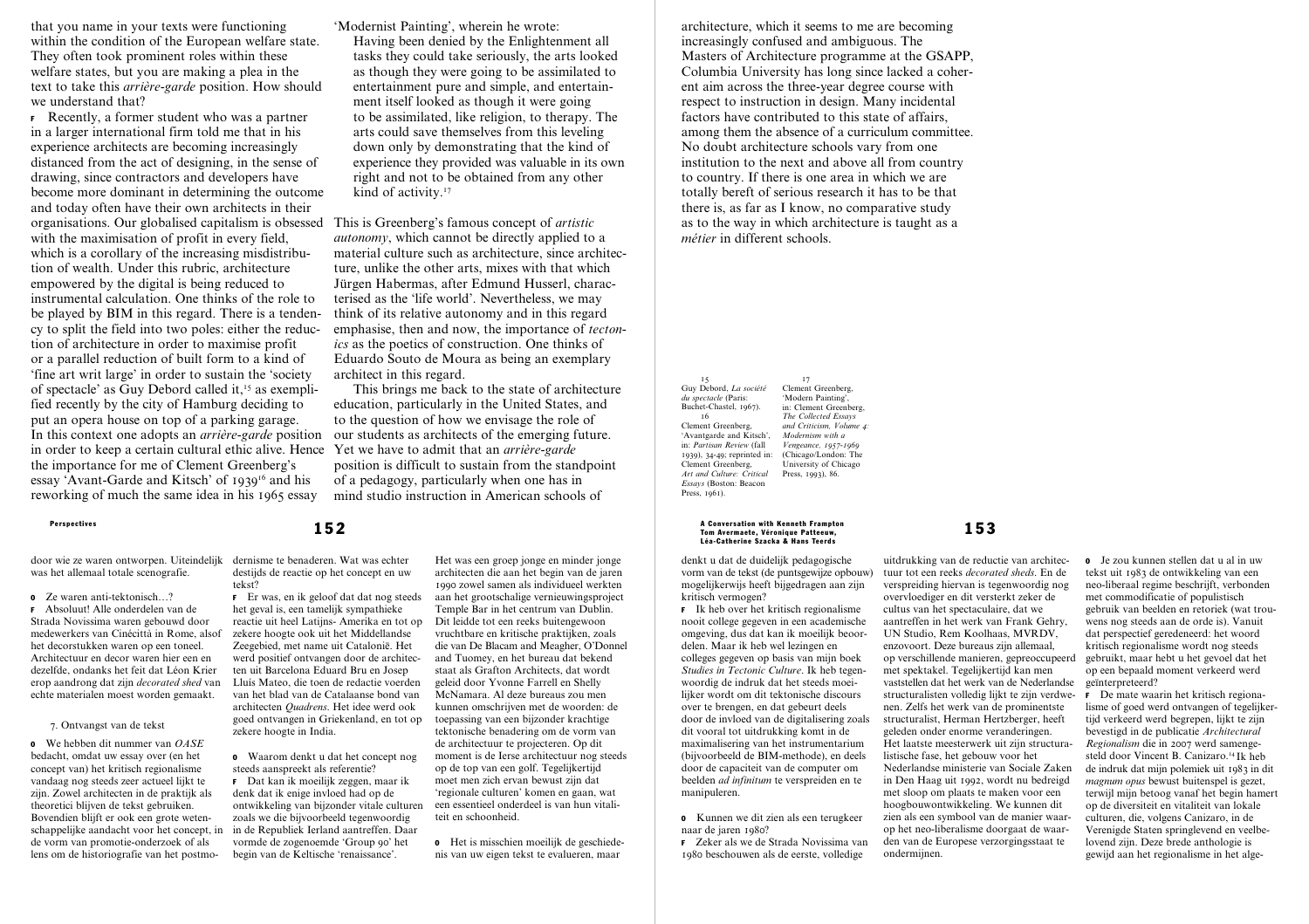that you name in your texts were functioning within the condition of the European welfare state. They often took prominent roles within these welfare states, but you are making a plea in the text to take this *arrière-garde* position. How should we understand that?

**F** Recently, a former student who was a partner in a larger international firm told me that in his experience architects are becoming increasingly distanced from the act of designing, in the sense of drawing, since contractors and developers have become more dominant in determining the outcome and today often have their own architects in their organisations. Our globalised capitalism is obsessed with the maximisation of profit in every field, which is a corollary of the increasing misdistribution of wealth. Under this rubric, architecture empowered by the digital is being reduced to instrumental calculation. One thinks of the role to be played by BIM in this regard. There is a tendency to split the field into two poles: either the reduction of architecture in order to maximise profit or a parallel reduction of built form to a kind of 'fine art writ large' in order to sustain the 'society of spectacle' as Guy Debord called it,[15] as exemplified recently by the city of Hamburg deciding to put an opera house on top of a parking garage. In this context one adopts an *arrière-garde* position in order to keep a certain cultural ethic alive. Hence the importance for me of Clement Greenberg's essay 'Avant-Garde and Kitsch' of 1939[16] and his reworking of much the same idea in his 1965 essay 'Modernist Painting', wherein he wrote:

> Having been denied by the Enlightenment all tasks they could take seriously, the arts looked as though they were going to be assimilated to entertainment pure and simple, and entertainment itself looked as though it were going to be assimilated, like religion, to therapy. The arts could save themselves from this leveling down only by demonstrating that the kind of experience they provided was valuable in its own right and not to be obtained from any other kind of activity.[17]

This is Greenberg's famous concept of *artistic autonomy*, which cannot be directly applied to a material culture such as architecture, since architecture, unlike the other arts, mixes with that which Jürgen Habermas, after Edmund Husserl, characterised as the 'life world'. Nevertheless, we may think of its relative autonomy and in this regard emphasise, then and now, the importance of *tectonics* as the poetics of construction. One thinks of Eduardo Souto de Moura as being an exemplary architect in this regard.

This brings me back to the state of architecture education, particularly in the United States, and to the question of how we envisage the role of our students as architects of the emerging future. Yet we have to admit that an *arrière-garde* position is difficult to sustain from the standpoint of a pedagogy, particularly when one has in mind studio instruction in American schools of architecture, which it seems to me are becoming increasingly confused and ambiguous. The Masters of Architecture programme at the GSAPP, Columbia University has long since lacked a coherent aim across the three-year degree course with respect to instruction in design. Many incidental factors have contributed to this state of affairs, among them the absence of a curriculum committee. No doubt architecture schools vary from one institution to the next and above all from country to country. If there is one area in which we are totally bereft of serious research it has to be that there is, as far as I know, no comparative study as to the way in which architecture is taught as a *métier* in different schools.

15
Guy Debord, *La société du spectacle* (Paris: Buchet-Chastel, 1967).

16
Clement Greenberg, 'Avantgarde and Kitsch', in: *Partisan Review* (fall 1939), 34-49; reprinted in: Clement Greenberg, *Art and Culture: Critical Essays* (Boston: Beacon Press, 1961).

17
Clement Greenberg, 'Modern Painting', in: Clement Greenberg, *The Collected Essays and Criticism, Volume 4: Modernism with a Vengeance, 1957-1969* (Chicago/London: The University of Chicago Press, 1993), 86.

---

door wie ze waren ontworpen. Uiteindelijk was het allemaal totale scenografie.

**O** Ze waren anti-tektonisch…?

**F** Absoluut! Alle onderdelen van de Strada Novissima waren gebouwd door medewerkers van Cinécittà in Rome, alsof het decorstukken waren op een toneel. Architectuur en decor waren hier een en dezelfde, ondanks het feit dat Léon Krier erop aandrong dat zijn *decorated shed* van echte materialen moest worden gemaakt.

### 7. Ontvangst van de tekst

**O** We hebben dit nummer van *OASE* bedacht, omdat uw essay over (en het concept van) het kritisch regionalisme vandaag nog steeds zeer actueel lijkt te zijn. Zowel architecten in de praktijk als theoretici blijven de tekst gebruiken. Bovendien blijft er ook een grote wetenschappelijke aandacht voor het concept, in de vorm van promotie-onderzoek of als lens om de historiografie van het postmodernisme te benaderen. Wat was echter destijds de reactie op het concept en uw tekst?

**F** Er was, en ik geloof dat dat nog steeds het geval is, een tamelijk sympathieke reactie uit heel Latijns- Amerika en tot op zekere hoogte ook uit het Middellandse Zeegebied, met name uit Catalonië. Het werd positief ontvangen door de architecten uit Barcelona Eduard Bru en Josep Lluís Mateo, die toen de redactie voerden van het blad van de Catalaanse bond van architecten *Quadrens*. Het idee werd ook goed ontvangen in Griekenland, en tot op zekere hoogte in India.

**O** Waarom denkt u dat het concept nog steeds aanspreekt als referentie?

**F** Dat kan ik moeilijk zeggen, maar ik denk dat ik enige invloed had op de ontwikkeling van bijzonder vitale culturen zoals we die bijvoorbeeld tegenwoordig in de Republiek Ierland aantreffen. Daar vormde de zogenoemde 'Group 90' het begin van de Keltische 'renaissance'. Het was een groep jonge en minder jonge architecten die aan het begin van de jaren 1990 zowel samen als individueel werkten aan het grootschalige vernieuwingsproject Temple Bar in het centrum van Dublin. Dit leidde tot een reeks buitengewoon vruchtbare en kritische praktijken, zoals die van De Blacam and Meagher, O'Donnel and Tuomey, en het bureau dat bekend staat als Grafton Architects, dat wordt geleid door Yvonne Farrell en Shelly McNamara. Al deze bureaus zou men kunnen omschrijven met de woorden: de toepassing van een bijzonder krachtige tektonische benadering om de vorm van de architectuur te projecteren. Op dit moment is de Ierse architectuur nog steeds op de top van een golf. Tegelijkertijd moet men zich ervan bewust zijn dat 'regionale culturen' komen en gaan, wat een essentieel onderdeel is van hun vitaliteit en schoonheid.

**O** Het is misschien moeilijk de geschiedenis van uw eigen tekst te evalueren, maar denkt u dat de duidelijk pedagogische vorm van de tekst (de puntsgewijze opbouw) mogelijkerwijs heeft bijgedragen aan zijn kritisch vermogen?

**F** Ik heb over het kritisch regionalisme nooit college gegeven in een academische omgeving, dus dat kan ik moeilijk beoordelen. Maar ik heb wel lezingen en colleges gegeven op basis van mijn boek *Studies in Tectonic Culture*. Ik heb tegenwoordig de indruk dat het steeds moeilijker wordt om dit tektonische discours over te brengen, en dat gebeurt deels door de invloed van de digitalisering zoals dit vooral tot uitdrukking komt in de maximalisering van het instrumentarium (bijvoorbeeld de BIM-methode), en deels door de capaciteit van de computer om beelden *ad infinitum* te verspreiden en te manipuleren.

**O** Kunnen we dit zien als een terugkeer naar de jaren 1980?

**F** Zeker als we de Strada Novissima van 1980 beschouwen als de eerste, volledige uitdrukking van de reductie van architectuur tot een reeks *decorated sheds*. En de verspreiding hiervan is tegenwoordig nog overvloediger en dit versterkt zeker de cultus van het spectaculaire, dat we aantreffen in het werk van Frank Gehry, UN Studio, Rem Koolhaas, MVRDV, enzovoort. Deze bureaus zijn allemaal, op verschillende manieren, gepreoccupeerd met spektakel. Tegelijkertijd kan men vaststellen dat het werk van de Nederlandse structuralisten volledig lijkt te zijn verdwenen. Zelfs het werk van de prominentste structuralist, Herman Hertzberger, heeft geleden onder enorme veranderingen. Het laatste meesterwerk uit zijn structuralistische fase, het gebouw voor het Nederlandse ministerie van Sociale Zaken in Den Haag uit 1992, wordt nu bedreigd met sloop om plaats te maken voor een hoogbouwontwikkeling. We kunnen dit zien als een symbool van de manier waarop het neo-liberalisme doorgaat de waarden van de Europese verzorgingsstaat te ondermijnen.

**O** Je zou kunnen stellen dat u al in uw tekst uit 1983 de ontwikkeling van een neo-liberaal regime beschrijft, verbonden met commodificatie of populistisch gebruik van beelden en retoriek (wat trouwens nog steeds aan de orde is). Vanuit dat perspectief geredeneerd: het woord kritisch regionalisme wordt nog steeds gebruikt, maar hebt u het gevoel dat het op een bepaald moment verkeerd werd geïnterpreteerd?

**F** De mate waarin het kritisch regionalisme of goed werd ontvangen of tegelijkertijd verkeerd werd begrepen, lijkt te zijn bevestigd in de publicatie *Architectural Regionalism* die in 2007 werd samengesteld door Vincent B. Canizaro.[14] Ik heb de indruk dat mijn polemiek uit 1983 in dit *magnum opus* bewust buitenspel is gezet, terwijl mijn betoog vanaf het begin hamert op de diversiteit en vitaliteit van lokale culturen, die, volgens Canizaro, in de Verenigde Staten springlevend en veelbelovend zijn. Deze brede anthologie is gewijd aan het regionalisme in het alge-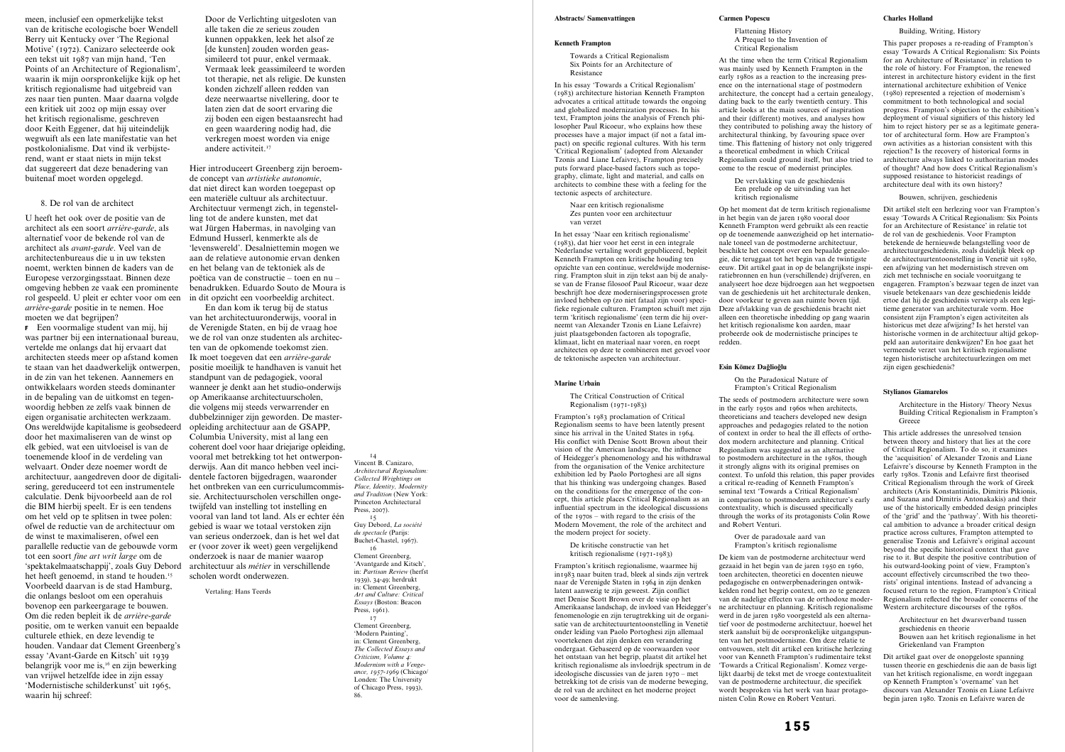meen, inclusief een opmerkelijke tekst van de kritische ecologische boer Wendell Berry uit Kentucky over 'The Regional Motive' (1972). Canizaro selecteerde ook een tekst uit 1987 van mijn hand, 'Ten Points of an Architecture of Regionalism', waarin ik mijn oorspronkelijke kijk op het kritisch regionalisme had uitgebreid van zes naar tien punten. Maar daarna volgde een kritiek uit 2002 op mijn essay over het kritisch regionalisme, geschreven door Keith Eggener, dat hij uiteindelijk wegwuift als een late manifestatie van het postkolonialisme. Dat vind ik verbijsterend, want er staat niets in mijn tekst dat suggereert dat deze benadering van buitenaf moet worden opgelegd.

## 8. De rol van de architect

U heeft het ook over de positie van de architect als een soort *arrière-garde*, als alternatief voor de bekende rol van de architect als *avant-garde*. Veel van de architectenbureaus die u in uw teksten noemt, werkten binnen de kaders van de Europese verzorgingsstaat. Binnen deze omgeving hebben ze vaak een prominente rol gespeeld. U pleit er echter voor om een *arrière-garde* positie in te nemen. Hoe moeten we dat begrijpen?

**F** Een voormalige student van mij, hij was partner bij een internationaal bureau, vertelde me onlangs dat hij ervaart dat architecten steeds meer op afstand komen te staan van het daadwerkelijk ontwerpen, in de zin van het tekenen. Aannemers en ontwikkelaars worden steeds dominanter in de bepaling van de uitkomst en tegenwoordig hebben ze zelfs vaak binnen de eigen organisatie architecten werkzaam. Ons wereldwijde kapitalisme is geobsedeerd door het maximaliseren van de winst op elk gebied, wat een uitvloeisel is van de toenemende kloof in de verdeling van welvaart. Onder deze noemer wordt de architectuur, aangedreven door de digitalisering, gereduceerd tot een instrumentele calculatie. Denk bijvoorbeeld aan de rol die BIM hierbij speelt. Er is een tendens om het veld op te splitsen in twee polen: ofwel de reductie van de architectuur om de winst te maximaliseren, ofwel een parallelle reductie van de gebouwde vorm tot een soort *fine art writ large* om de 'spektakelmaatschappij', zoals Guy Debord het heeft genoemd, in stand te houden.[15] Voorbeeld daarvan is de stad Hamburg, die onlangs besloot om een operahuis bovenop een parkeergarage te bouwen. Om die reden bepleit ik de *arrière-garde* positie, om te werken vanuit een bepaalde culturele ethiek, en deze levendig te houden. Vandaar dat Clement Greenberg's essay 'Avant-Garde en Kitsch' uit 1939 belangrijk voor me is,[16] en zijn bewerking van vrijwel hetzelfde idee in zijn essay 'Modernistische schilderkunst' uit 1965, waarin hij schreef:

> Door de Verlichting uitgesloten van alle taken die ze serieus zouden kunnen oppakken, leek het alsof ze [de kunsten] zouden worden geassimileerd tot puur, enkel vermaak. Vermaak leek geassimileerd te worden tot therapie, net als religie. De kunsten konden zichzelf alleen redden van deze neerwaartse nivellering, door te laten zien dat de soort ervaring die zij boden een eigen bestaansrecht had en geen waardering nodig had, die verkregen moest worden via enige andere activiteit.[17]

Hier introduceert Greenberg zijn beroemde concept van *artistieke autonomie*, dat niet direct kan worden toegepast op een materiële cultuur als architectuur. Architectuur vermengt zich, in tegenstelling tot de andere kunsten, met dat wat Jürgen Habermas, in navolging van Edmund Husserl, kenmerkte als de 'levenswereld'. Desalniettemin mogen we aan de relatieve autonomie ervan denken en het belang van de tektoniek als de poëtica van constructie – toen en nu – benadrukken. Eduardo Souto de Moura is in dit opzicht een voorbeeldig architect.

En dan kom ik terug bij de status van het architectuuronderwijs, vooral in de Verenigde Staten, en bij de vraag hoe we de rol van onze studenten als architecten van de opkomende toekomst zien. Ik moet toegeven dat een *arrière-garde* positie moeilijk te handhaven is vanuit het standpunt van de pedagogiek, vooral wanneer je denkt aan het studio-onderwijs op Amerikaanse architectuurscholen, die volgens mij steeds verwarrender en dubbelzinniger zijn geworden. De masteropleiding architectuur aan de GSAPP, Columbia University, mist al lang een coherent doel voor haar driejarige opleiding, vooral met betrekking tot het ontwerponderwijs. Aan dit manco hebben veel incidentele factoren bijgedragen, waaronder het ontbreken van een curriculumcommissie. Architectuurscholen verschillen ongetwijfeld van instelling tot instelling en vooral van land tot land. Als er echter één gebied is waar we totaal verstoken zijn van serieus onderzoek, dan is het wel dat er (voor zover ik weet) geen vergelijkend onderzoek is naar de manier waarop architectuur als *métier* in verschillende scholen wordt onderwezen.

Vertaling: Hans Teerds

[14] Vincent B. Canizaro, *Architectural Regionalism: Collected Wrightings on Place, Identity, Modernity and Tradition* (New York: Princeton Architectural Press, 2007).

[15] Guy Debord, *La société du spectacle* (Parijs: Buchet-Chastel, 1967).

[16] Clement Greenberg, 'Avantgarde and Kitsch', in: *Partisan Review* (herfst 1939), 34-49; herdrukt in: Clement Greenberg, *Art and Culture: Critical Essays* (Boston: Beacon Press, 1961).

[17] Clement Greenberg, 'Modern Painting', in: *The Collected Essays and Criticism, Volume 4: Modernism with a Vengeance, 1957-1969* (Chicago/Londen: The University of Chicago Press, 1993), 86.

# Abstracts/ Samenvattingen

## Kenneth Frampton

### Towards a Critical Regionalism Six Points for an Architecture of Resistance

In his essay 'Towards a Critical Regionalism' (1983) architecture historian Kenneth Frampton advocates a critical attitude towards the ongoing and globalized modernization processes. In his text, Frampton joins the analysis of French philosopher Paul Ricoeur, who explains how these processes have a major impact (if not a fatal impact) on specific regional cultures. With his term 'Critical Regionalism' (adopted from Alexander Tzonis and Liane Lefaivre), Frampton precisely puts forward place-based factors such as topography, climate, light and material, and calls on architects to combine these with a feeling for the tectonic aspects of architecture.

### Naar een kritisch regionalisme Zes punten voor een architectuur van verzet

In het essay 'Naar een kritisch regionalisme' (1983), dat hier voor het eerst in een integrale Nederlandse vertaling wordt gepubliceerd, bepleit Kenneth Frampton een kritische houding ten opzichte van een continue, wereldwijde modernisering. Frampton sluit in zijn tekst aan bij de analyse van de Franse filosoof Paul Ricoeur, waar deze beschrijft hoe deze moderniseringsprocessen grote invloed hebben op (zo niet fataal zijn voor) specifieke regionale culturen. Frampton schuift met zijn term 'kritisch regionalisme' (een term die hij overneemt van Alexander Tzonis en Liane Lefaivre) juist plaatsgebonden factoren als topografie, klimaat, licht en materiaal naar voren, en roept architecten op deze te combineren met een gevoel voor de tektonische aspecten van architectuur.

## Marine Urbain

### The Critical Construction of Critical Regionalism (1971-1983)

Frampton's 1983 proclamation of Critical Regionalism seems to have been latently present since his arrival in the United States in 1964. His conflict with Denise Scott Brown about their vision of the American landscape, the influence of Heidegger's phenomenology and his withdrawal from the organisation of the Venice architecture exhibition led by Paolo Portoghesi are all signs that his thinking was undergoing changes. Based on the conditions for the emergence of the concept, this article places Critical Regionalism as an influential spectrum in the ideological discussions of the 1970s – with regard to the crisis of the Modern Movement, the role of the architect and the modern project for society.

### De kritische constructie van het kritisch regionalisme (1971-1983)

Framptons kritisch regionalisme, waarmee hij in1983 naar buiten trad, bleek al sinds zijn vertrek naar de Verenigde Staten in 1964 in zijn denken latent aanwezig te zijn geweest. Zijn conflict met Denise Scott Brown over de visie op het Amerikaanse landschap, de invloed van Heidegger's fenomenologie en zijn terugtrekking uit de organisatie van de architectuurtentoonstelling in Venetië onder leiding van Paolo Portoghesi zijn allemaal voortekenen dat zijn denken een verandering ondergaat. Gebaseerd op de voorwaarden voor het ontstaan van het begrip, plaatst dit artikel het kritisch regionalisme als invloedrijk spectrum in de ideologische discussies van de jaren 1970 – met betrekking tot de crisis van de moderne beweging, de rol van de architect en het moderne project voor de samenleving.

## Carmen Popescu

### Flattening History A Prequel to the Invention of Critical Regionalism

At the time when the term Critical Regionalism was mainly used by Kenneth Frampton in the early 1980s as a reaction to the increasing presence on the international stage of postmodern architecture, the concept had a certain genealogy, dating back to the early twentieth century. This article looks at the main sources of inspiration and their (different) motives, and analyses how they contributed to polishing away the history of architectural thinking, by favouring space over time. This flattening of history not only triggered a theoretical embedment in which Critical Regionalism could ground itself, but also tried to come to the rescue of modernist principles.

### De vervlakking van de geschiedenis Een prelude op de uitvinding van het kritisch regionalisme

Op het moment dat de term kritisch regionalisme in het begin van de jaren 1980 vooral door Kenneth Frampton werd gebruikt als een reactie op de toenemende aanwezigheid op het internationale toneel van de postmoderne architectuur, beschikte het concept over een bepaalde genealogie, die teruggaat tot het begin van de twintigste eeuw. Dit artikel gaat in op de belangrijkste inspiratiebronnen en hun (verschillende) drijfveren, en analyseert hoe deze bijdroegen aan het wegpoetsen van de geschiedenis uit het architecturale denken, door voorkeur te geven aan ruimte boven tijd. Deze afvlakking van de geschiedenis bracht niet alleen een theoretische inbedding op gang waarin het kritisch regionalisme kon aarden, maar probeerde ook de modernistische principes te redden.

## Esin Kömez Dağlıoğlu

### On the Paradoxical Nature of Frampton's Critical Regionalism

The seeds of postmodern architecture were sown in the early 1950s and 1960s when architects, theoreticians and teachers developed new design approaches and pedagogies related to the notion of context in order to heal the ill effects of orthodox modern architecture and planning. Critical Regionalism was suggested as an alternative to postmodern architecture in the 1980s, though it strongly aligns with its original premises on context. To unfold this relation, this paper provides a critical re-reading of Kenneth Frampton's seminal text 'Towards a Critical Regionalism' in comparison to postmodern architecture's early contextuality, which is discussed specifically through the works of its protagonists Colin Rowe and Robert Venturi.

### Over de paradoxale aard van Framptons kritisch regionalisme

De kiemen van de postmoderne architectuur werd gezaaid in het begin van de jaren 1950 en 1960, toen architecten, theoretici en docenten nieuwe pedagogische en ontwerpbenaderingen ontwikkelden rond het begrip context, om zo te genezen van de nadelige effecten van de orthodoxe moderne architectuur en planning. Kritisch regionalisme werd in de jaren 1980 voorgesteld als een alternatief voor de postmoderne architectuur, hoewel het sterk aansluit bij de oorspronkelijke uitgangspunten van het postmodernisme. Om deze relatie te ontvouwen, stelt dit artikel een kritische herlezing voor van Kenneth Frampton's rudimentaire tekst 'Towards a Critical Regionalism'. Kömez vergelijkt daarbij de tekst met de vroege contextualiteit van de postmoderne architectuur, die specifiek wordt besproken via het werk van haar protagonisten Colin Rowe en Robert Venturi.

## Charles Holland

### Building, Writing, History

This paper proposes a re-reading of Frampton's essay 'Towards A Critical Regionalism: Six Points for an Architecture of Resistance' in relation to the role of history. For Frampton, the renewed interest in architecture history evident in the first international architecture exhibition of Venice (1980) represented a rejection of modernism's commitment to both technological and social progress. Frampton's objection to the exhibition's deployment of visual signifiers of this history led him to reject history per se as a legitimate generator of architectural form. How are Frampton's own activities as a historian consistent with this rejection? Is the recovery of historical forms in architecture always linked to authoritarian modes of thought? And how does Critical Regionalism's supposed resistance to historicist readings of architecture deal with its own history?

### Bouwen, schrijven, geschiedenis

Dit artikel stelt een herlezing voor van Frampton's essay 'Towards A Critical Regionalism: Six Points for an Architecture of Resistance' in relatie tot de rol van de geschiedenis. Voor Frampton betekende de hernieuwde belangstelling voor de architectuurgeschiedenis, zoals duidelijk bleek op de architectuurtentoonstelling in Venetië uit 1980, een afwijzing van het modernistisch streven om zich met technische en sociale vooruitgang te engageren. Frampton's bezwaar tegen de inzet van visuele betekenaars van deze geschiedenis leidde ertoe dat hij de geschiedenis verwierp als een legitieme generator van architecturale vorm. Hoe consistent zijn Frampton's eigen activiteiten als historicus met deze afwijzing? Is het herstel van historische vormen in de architectuur altijd gekoppeld aan autoritaire denkwijzen? En hoe gaat het vermeende verzet van het kritisch regionalisme tegen historistische architectuurlezingen om met zijn eigen geschiedenis?

## Stylianos Giamarelos

### Architecture in the History/ Theory Nexus Building Critical Regionalism in Frampton's Greece

This article addresses the unresolved tension between theory and history that lies at the core of Critical Regionalism. To do so, it examines the 'acquisition' of Alexander Tzonis and Liane Lefaivre's discourse by Kenneth Frampton in the early 1980s. Tzonis and Lefaivre first theorised Critical Regionalism through the work of Greek architects (Aris Konstantinidis, Dimitris Pikionis, and Suzana and Dimitris Antonakakis) and their use of the historically embedded design principles of the 'grid' and the 'pathway'. With his theoretical ambition to advance a broader critical design practice across cultures, Frampton attempted to generalise Tzonis and Lefaivre's original account beyond the specific historical context that gave rise to it. But despite the positive contribution of his outward-looking point of view, Frampton's account effectively circumscribed the two theorists' original intentions. Instead of advancing a focused return to the region, Frampton's Critical Regionalism reflected the broader concerns of the Western architecture discourses of the 1980s.

### Architectuur en het dwarsverband tussen geschiedenis en theorie Bouwen aan het kritisch regionalisme in het Griekenland van Frampton

Dit artikel gaat over de onopgeloste spanning tussen theorie en geschiedenis die aan de basis ligt van het kritisch regionalisme, en wordt ingegaan op Kenneth Frampton's 'overname' van het discours van Alexander Tzonis en Liane Lefaivre begin jaren 1980. Tzonis en Lefaivre waren de